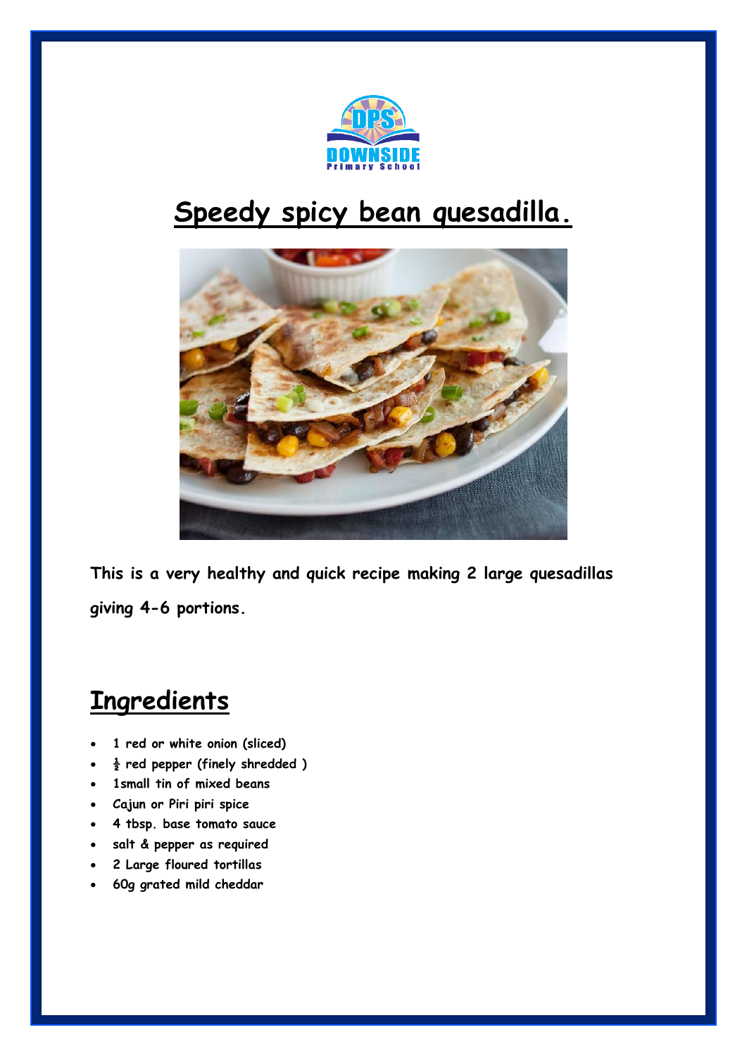# Speedy spicy bean quesadilla.

**This is a very healthy and quick recipe making 2 large quesadillas giving 4-6 portions.**

## Ingredients

- 1 red or white onion (sliced)
- ½ red pepper (finely shredded )
- 1small tin of mixed beans
- Cajun or Piri piri spice
- 4 tbsp. base tomato sauce
- salt & pepper as required
- 2 Large floured tortillas
- 60g grated mild cheddar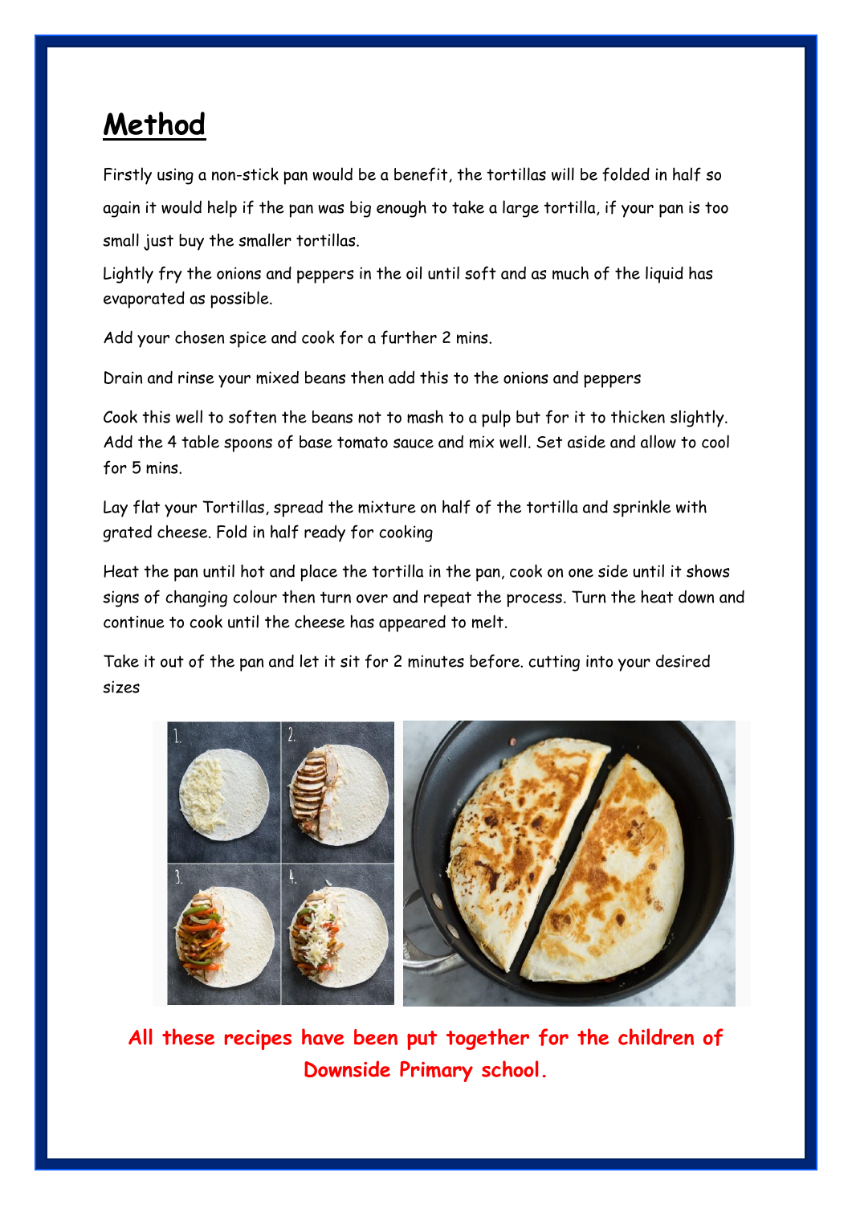# Method

Firstly using a non-stick pan would be a benefit, the tortillas will be folded in half so again it would help if the pan was big enough to take a large tortilla, if your pan is too small just buy the smaller tortillas.

Lightly fry the onions and peppers in the oil until soft and as much of the liquid has evaporated as possible.

Add your chosen spice and cook for a further 2 mins.

Drain and rinse your mixed beans then add this to the onions and peppers

Cook this well to soften the beans not to mash to a pulp but for it to thicken slightly. Add the 4 table spoons of base tomato sauce and mix well. Set aside and allow to cool for 5 mins.

Lay flat your Tortillas, spread the mixture on half of the tortilla and sprinkle with grated cheese. Fold in half ready for cooking

Heat the pan until hot and place the tortilla in the pan, cook on one side until it shows signs of changing colour then turn over and repeat the process. Turn the heat down and continue to cook until the cheese has appeared to melt.

Take it out of the pan and let it sit for 2 minutes before. cutting into your desired sizes

**All these recipes have been put together for the children of Downside Primary school.**